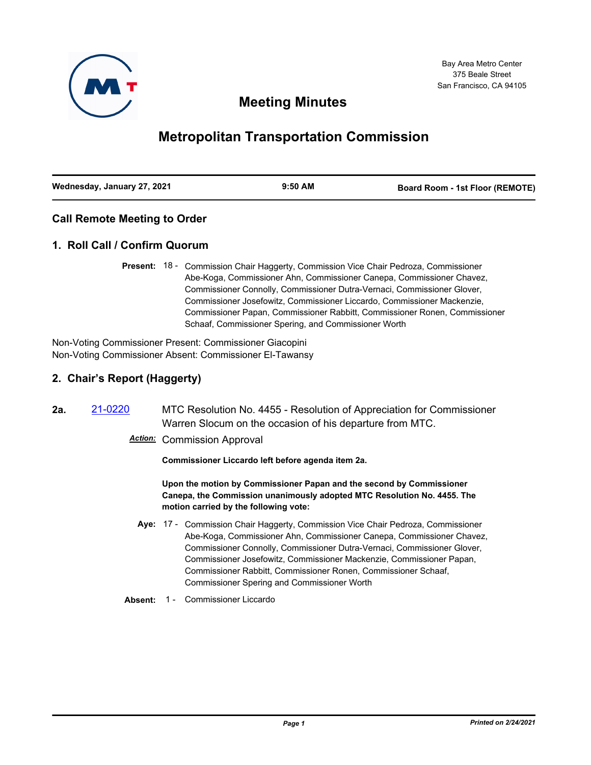Bay Area Metro Center
375 Beale Street
San Francisco, CA 94105

# Meeting Minutes

# Metropolitan Transportation Commission

**Wednesday, January 27, 2021** | **9:50 AM** | **Board Room - 1st Floor (REMOTE)**

## Call Remote Meeting to Order

## 1. Roll Call / Confirm Quorum

**Present:** 18 - Commission Chair Haggerty, Commission Vice Chair Pedroza, Commissioner Abe-Koga, Commissioner Ahn, Commissioner Canepa, Commissioner Chavez, Commissioner Connolly, Commissioner Dutra-Vernaci, Commissioner Glover, Commissioner Josefowitz, Commissioner Liccardo, Commissioner Mackenzie, Commissioner Papan, Commissioner Rabbitt, Commissioner Ronen, Commissioner Schaaf, Commissioner Spering, and Commissioner Worth

Non-Voting Commissioner Present: Commissioner Giacopini
Non-Voting Commissioner Absent: Commissioner El-Tawansy

## 2. Chair's Report (Haggerty)

**2a.** 21-0220 MTC Resolution No. 4455 - Resolution of Appreciation for Commissioner Warren Slocum on the occasion of his departure from MTC.

***Action:*** Commission Approval

**Commissioner Liccardo left before agenda item 2a.**

**Upon the motion by Commissioner Papan and the second by Commissioner Canepa, the Commission unanimously adopted MTC Resolution No. 4455. The motion carried by the following vote:**

**Aye:** 17 - Commission Chair Haggerty, Commission Vice Chair Pedroza, Commissioner Abe-Koga, Commissioner Ahn, Commissioner Canepa, Commissioner Chavez, Commissioner Connolly, Commissioner Dutra-Vernaci, Commissioner Glover, Commissioner Josefowitz, Commissioner Mackenzie, Commissioner Papan, Commissioner Rabbitt, Commissioner Ronen, Commissioner Schaaf, Commissioner Spering and Commissioner Worth

**Absent:** 1 - Commissioner Liccardo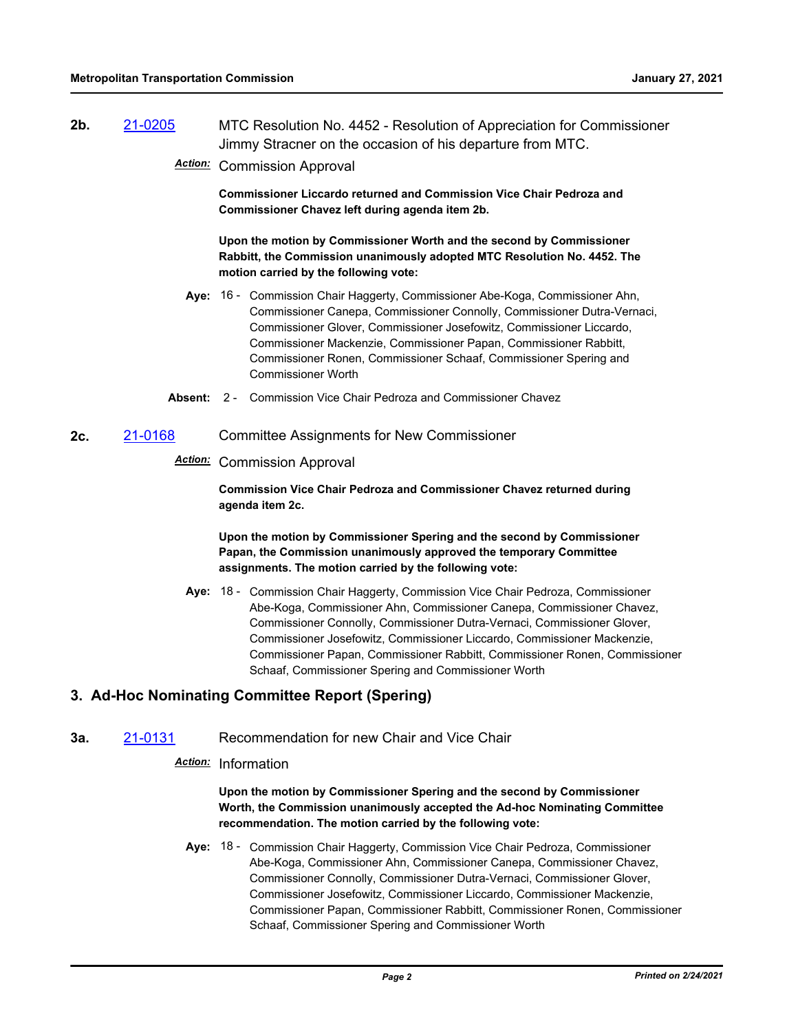**2b.** [21-0205](21-0205) MTC Resolution No. 4452 - Resolution of Appreciation for Commissioner Jimmy Stracner on the occasion of his departure from MTC.

*Action:* Commission Approval

**Commissioner Liccardo returned and Commission Vice Chair Pedroza and Commissioner Chavez left during agenda item 2b.**

**Upon the motion by Commissioner Worth and the second by Commissioner Rabbitt, the Commission unanimously adopted MTC Resolution No. 4452. The motion carried by the following vote:**

**Aye:** 16 - Commission Chair Haggerty, Commissioner Abe-Koga, Commissioner Ahn, Commissioner Canepa, Commissioner Connolly, Commissioner Dutra-Vernaci, Commissioner Glover, Commissioner Josefowitz, Commissioner Liccardo, Commissioner Mackenzie, Commissioner Papan, Commissioner Rabbitt, Commissioner Ronen, Commissioner Schaaf, Commissioner Spering and Commissioner Worth

**Absent:** 2 - Commission Vice Chair Pedroza and Commissioner Chavez

**2c.** [21-0168](21-0168) Committee Assignments for New Commissioner

*Action:* Commission Approval

**Commission Vice Chair Pedroza and Commissioner Chavez returned during agenda item 2c.**

**Upon the motion by Commissioner Spering and the second by Commissioner Papan, the Commission unanimously approved the temporary Committee assignments. The motion carried by the following vote:**

**Aye:** 18 - Commission Chair Haggerty, Commission Vice Chair Pedroza, Commissioner Abe-Koga, Commissioner Ahn, Commissioner Canepa, Commissioner Chavez, Commissioner Connolly, Commissioner Dutra-Vernaci, Commissioner Glover, Commissioner Josefowitz, Commissioner Liccardo, Commissioner Mackenzie, Commissioner Papan, Commissioner Rabbitt, Commissioner Ronen, Commissioner Schaaf, Commissioner Spering and Commissioner Worth

## 3. Ad-Hoc Nominating Committee Report (Spering)

**3a.** [21-0131](21-0131) Recommendation for new Chair and Vice Chair

*Action:* Information

**Upon the motion by Commissioner Spering and the second by Commissioner Worth, the Commission unanimously accepted the Ad-hoc Nominating Committee recommendation. The motion carried by the following vote:**

**Aye:** 18 - Commission Chair Haggerty, Commission Vice Chair Pedroza, Commissioner Abe-Koga, Commissioner Ahn, Commissioner Canepa, Commissioner Chavez, Commissioner Connolly, Commissioner Dutra-Vernaci, Commissioner Glover, Commissioner Josefowitz, Commissioner Liccardo, Commissioner Mackenzie, Commissioner Papan, Commissioner Rabbitt, Commissioner Ronen, Commissioner Schaaf, Commissioner Spering and Commissioner Worth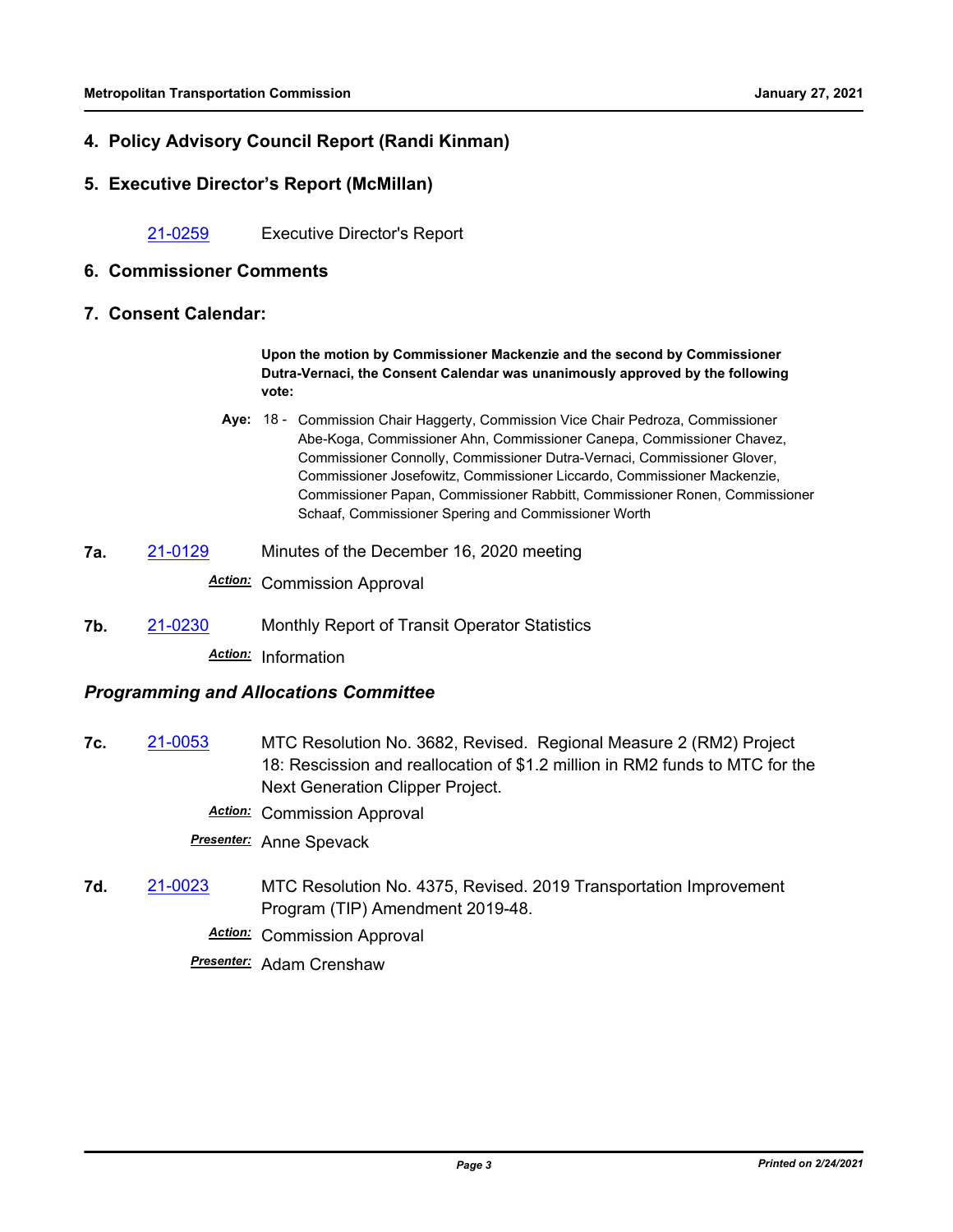## 4. Policy Advisory Council Report (Randi Kinman)

## 5. Executive Director's Report (McMillan)

21-0259 Executive Director's Report

## 6. Commissioner Comments

## 7. Consent Calendar:

**Upon the motion by Commissioner Mackenzie and the second by Commissioner Dutra-Vernaci, the Consent Calendar was unanimously approved by the following vote:**

**Aye:** 18 - Commission Chair Haggerty, Commission Vice Chair Pedroza, Commissioner Abe-Koga, Commissioner Ahn, Commissioner Canepa, Commissioner Chavez, Commissioner Connolly, Commissioner Dutra-Vernaci, Commissioner Glover, Commissioner Josefowitz, Commissioner Liccardo, Commissioner Mackenzie, Commissioner Papan, Commissioner Rabbitt, Commissioner Ronen, Commissioner Schaaf, Commissioner Spering and Commissioner Worth

**7a.** 21-0129 Minutes of the December 16, 2020 meeting

***Action:*** Commission Approval

**7b.** 21-0230 Monthly Report of Transit Operator Statistics

***Action:*** Information

### *Programming and Allocations Committee*

**7c.** 21-0053 MTC Resolution No. 3682, Revised. Regional Measure 2 (RM2) Project 18: Rescission and reallocation of $1.2 million in RM2 funds to MTC for the Next Generation Clipper Project.

***Action:*** Commission Approval

***Presenter:*** Anne Spevack

**7d.** 21-0023 MTC Resolution No. 4375, Revised. 2019 Transportation Improvement Program (TIP) Amendment 2019-48.

***Action:*** Commission Approval

***Presenter:*** Adam Crenshaw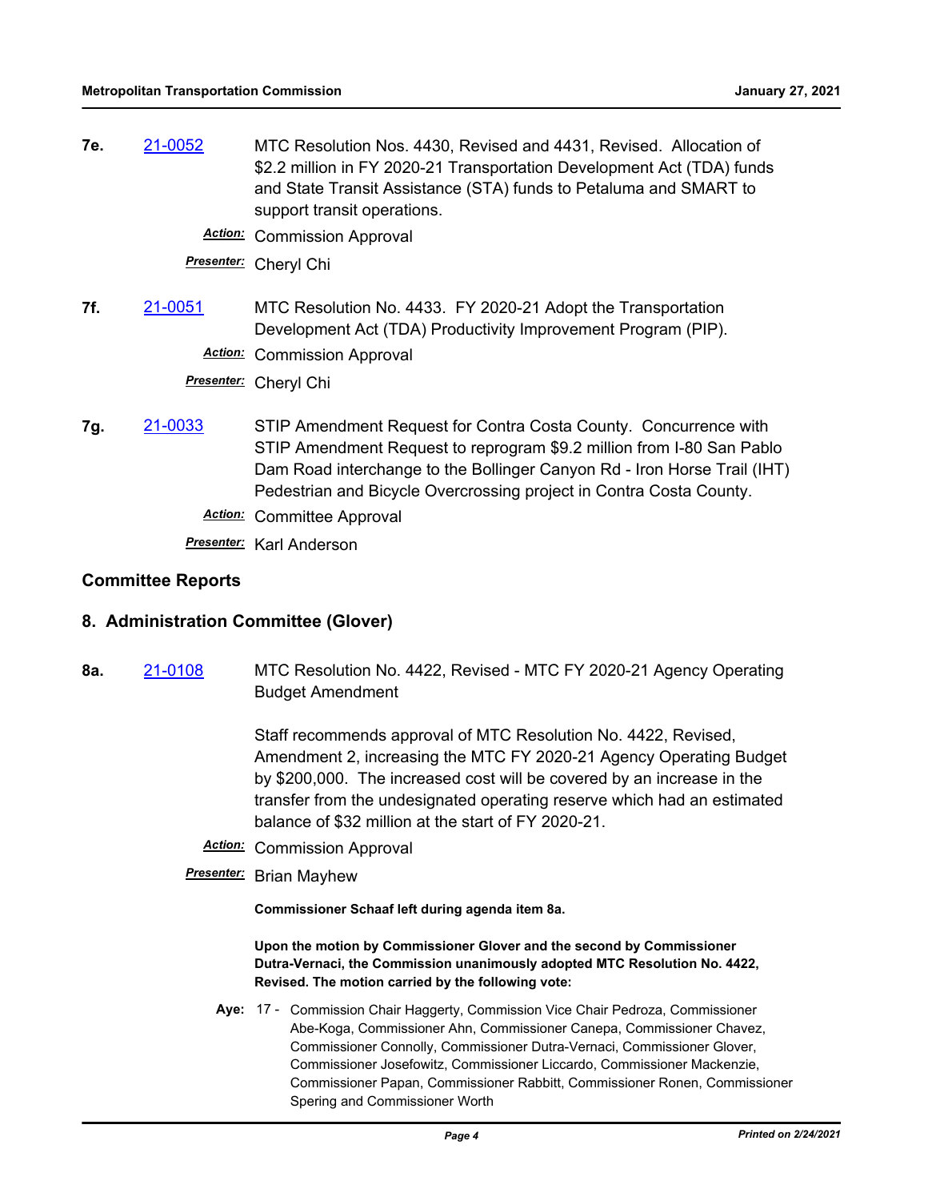**7e.** 21-0052 MTC Resolution Nos. 4430, Revised and 4431, Revised. Allocation of $2.2 million in FY 2020-21 Transportation Development Act (TDA) funds and State Transit Assistance (STA) funds to Petaluma and SMART to support transit operations.

*Action:* Commission Approval

*Presenter:* Cheryl Chi

**7f.** 21-0051 MTC Resolution No. 4433. FY 2020-21 Adopt the Transportation Development Act (TDA) Productivity Improvement Program (PIP).

*Action:* Commission Approval

*Presenter:* Cheryl Chi

**7g.** 21-0033 STIP Amendment Request for Contra Costa County. Concurrence with STIP Amendment Request to reprogram $9.2 million from I-80 San Pablo Dam Road interchange to the Bollinger Canyon Rd - Iron Horse Trail (IHT) Pedestrian and Bicycle Overcrossing project in Contra Costa County.

*Action:* Committee Approval

*Presenter:* Karl Anderson

## Committee Reports

## 8. Administration Committee (Glover)

**8a.** 21-0108 MTC Resolution No. 4422, Revised - MTC FY 2020-21 Agency Operating Budget Amendment

Staff recommends approval of MTC Resolution No. 4422, Revised, Amendment 2, increasing the MTC FY 2020-21 Agency Operating Budget by $200,000. The increased cost will be covered by an increase in the transfer from the undesignated operating reserve which had an estimated balance of $32 million at the start of FY 2020-21.

*Action:* Commission Approval

*Presenter:* Brian Mayhew

**Commissioner Schaaf left during agenda item 8a.**

**Upon the motion by Commissioner Glover and the second by Commissioner Dutra-Vernaci, the Commission unanimously adopted MTC Resolution No. 4422, Revised. The motion carried by the following vote:**

**Aye:** 17 - Commission Chair Haggerty, Commission Vice Chair Pedroza, Commissioner Abe-Koga, Commissioner Ahn, Commissioner Canepa, Commissioner Chavez, Commissioner Connolly, Commissioner Dutra-Vernaci, Commissioner Glover, Commissioner Josefowitz, Commissioner Liccardo, Commissioner Mackenzie, Commissioner Papan, Commissioner Rabbitt, Commissioner Ronen, Commissioner Spering and Commissioner Worth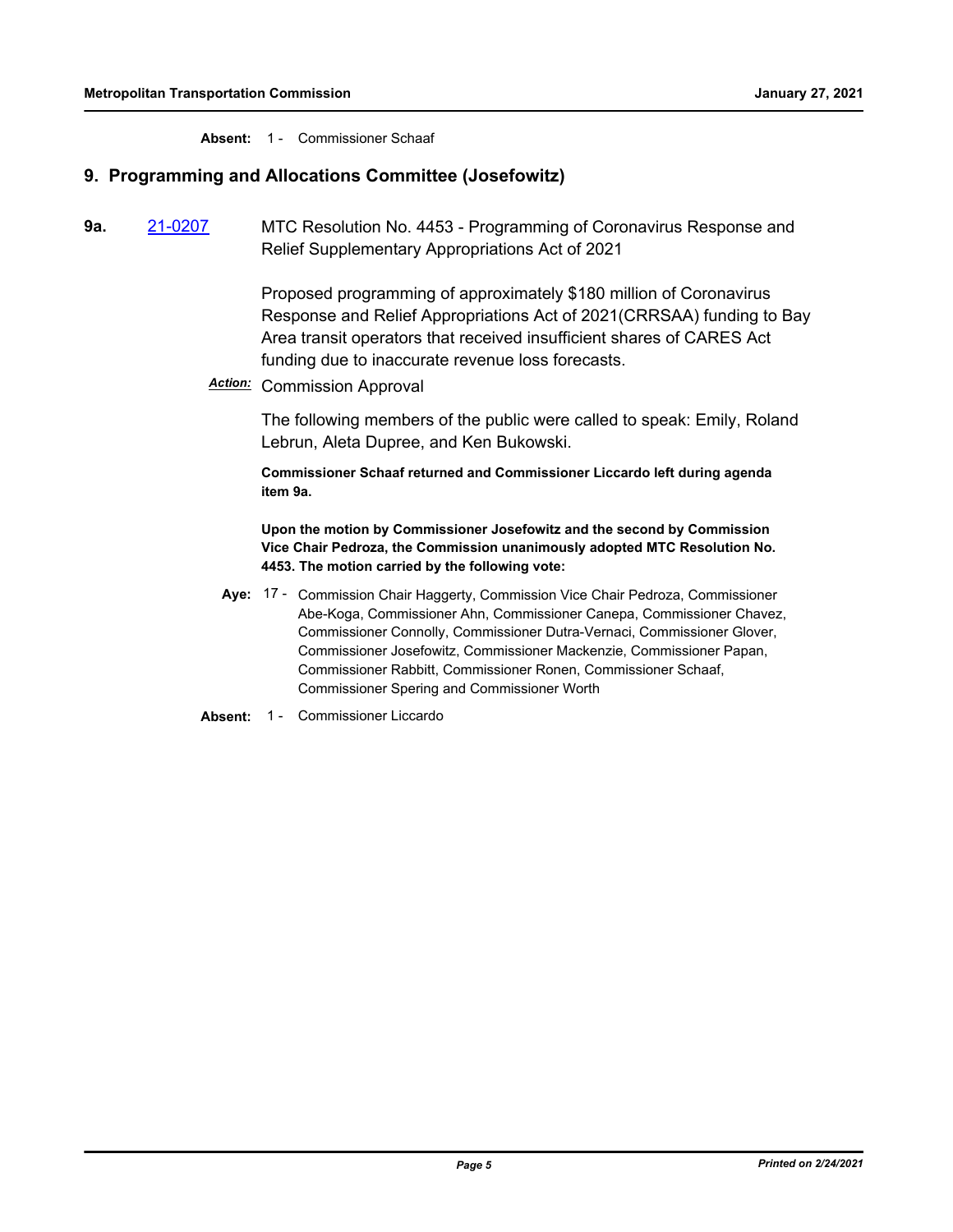**Absent:** 1 - Commissioner Schaaf

## 9. Programming and Allocations Committee (Josefowitz)

**9a.** 21-0207 MTC Resolution No. 4453 - Programming of Coronavirus Response and Relief Supplementary Appropriations Act of 2021

Proposed programming of approximately $180 million of Coronavirus Response and Relief Appropriations Act of 2021(CRRSAA) funding to Bay Area transit operators that received insufficient shares of CARES Act funding due to inaccurate revenue loss forecasts.

***Action:*** Commission Approval

The following members of the public were called to speak: Emily, Roland Lebrun, Aleta Dupree, and Ken Bukowski.

**Commissioner Schaaf returned and Commissioner Liccardo left during agenda item 9a.**

**Upon the motion by Commissioner Josefowitz and the second by Commission Vice Chair Pedroza, the Commission unanimously adopted MTC Resolution No. 4453. The motion carried by the following vote:**

**Aye:** 17 - Commission Chair Haggerty, Commission Vice Chair Pedroza, Commissioner Abe-Koga, Commissioner Ahn, Commissioner Canepa, Commissioner Chavez, Commissioner Connolly, Commissioner Dutra-Vernaci, Commissioner Glover, Commissioner Josefowitz, Commissioner Mackenzie, Commissioner Papan, Commissioner Rabbitt, Commissioner Ronen, Commissioner Schaaf, Commissioner Spering and Commissioner Worth

**Absent:** 1 - Commissioner Liccardo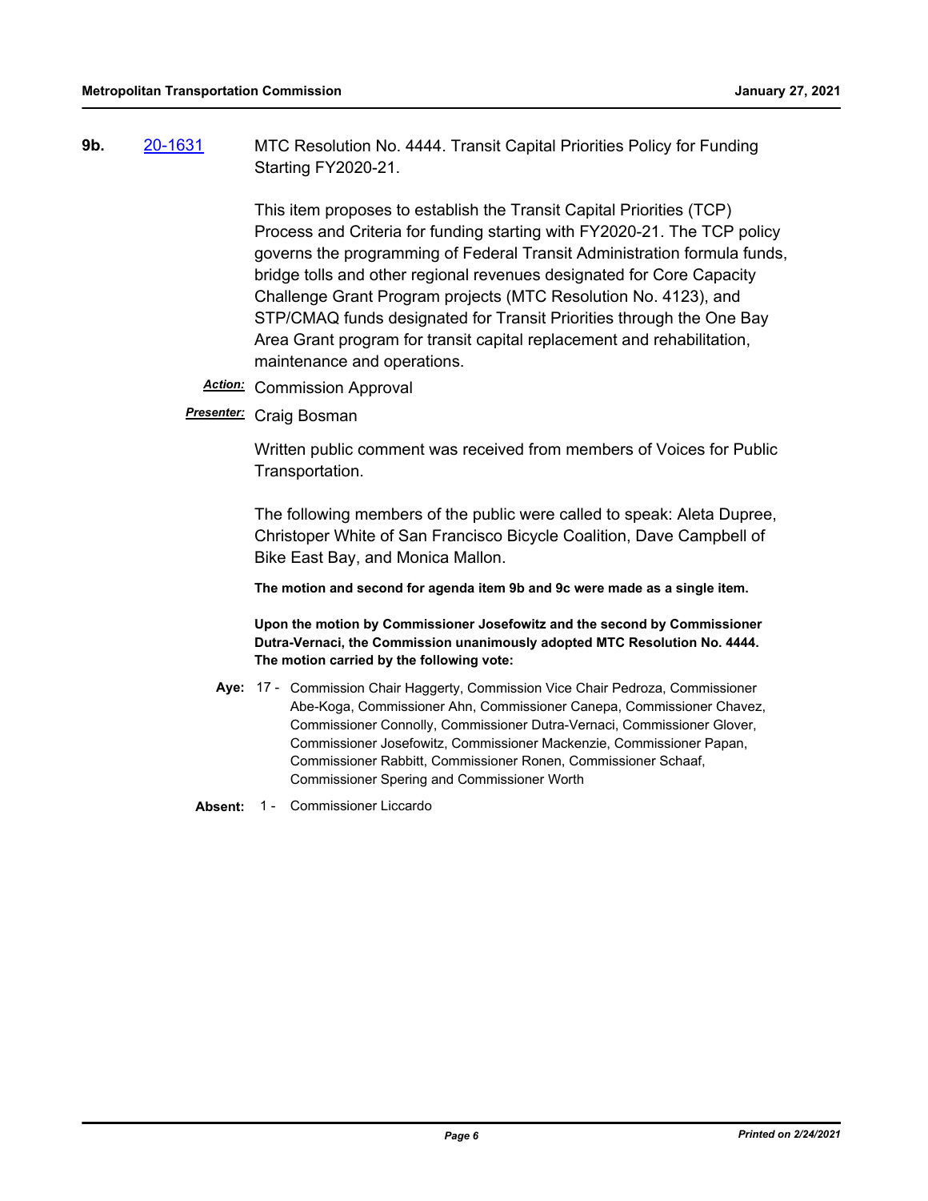**9b.** 20-1631 MTC Resolution No. 4444. Transit Capital Priorities Policy for Funding Starting FY2020-21.

This item proposes to establish the Transit Capital Priorities (TCP) Process and Criteria for funding starting with FY2020-21. The TCP policy governs the programming of Federal Transit Administration formula funds, bridge tolls and other regional revenues designated for Core Capacity Challenge Grant Program projects (MTC Resolution No. 4123), and STP/CMAQ funds designated for Transit Priorities through the One Bay Area Grant program for transit capital replacement and rehabilitation, maintenance and operations.

***Action:*** Commission Approval

***Presenter:*** Craig Bosman

Written public comment was received from members of Voices for Public Transportation.

The following members of the public were called to speak: Aleta Dupree, Christoper White of San Francisco Bicycle Coalition, Dave Campbell of Bike East Bay, and Monica Mallon.

**The motion and second for agenda item 9b and 9c were made as a single item.**

**Upon the motion by Commissioner Josefowitz and the second by Commissioner Dutra-Vernaci, the Commission unanimously adopted MTC Resolution No. 4444. The motion carried by the following vote:**

**Aye:** 17 - Commission Chair Haggerty, Commission Vice Chair Pedroza, Commissioner Abe-Koga, Commissioner Ahn, Commissioner Canepa, Commissioner Chavez, Commissioner Connolly, Commissioner Dutra-Vernaci, Commissioner Glover, Commissioner Josefowitz, Commissioner Mackenzie, Commissioner Papan, Commissioner Rabbitt, Commissioner Ronen, Commissioner Schaaf, Commissioner Spering and Commissioner Worth

**Absent:** 1 - Commissioner Liccardo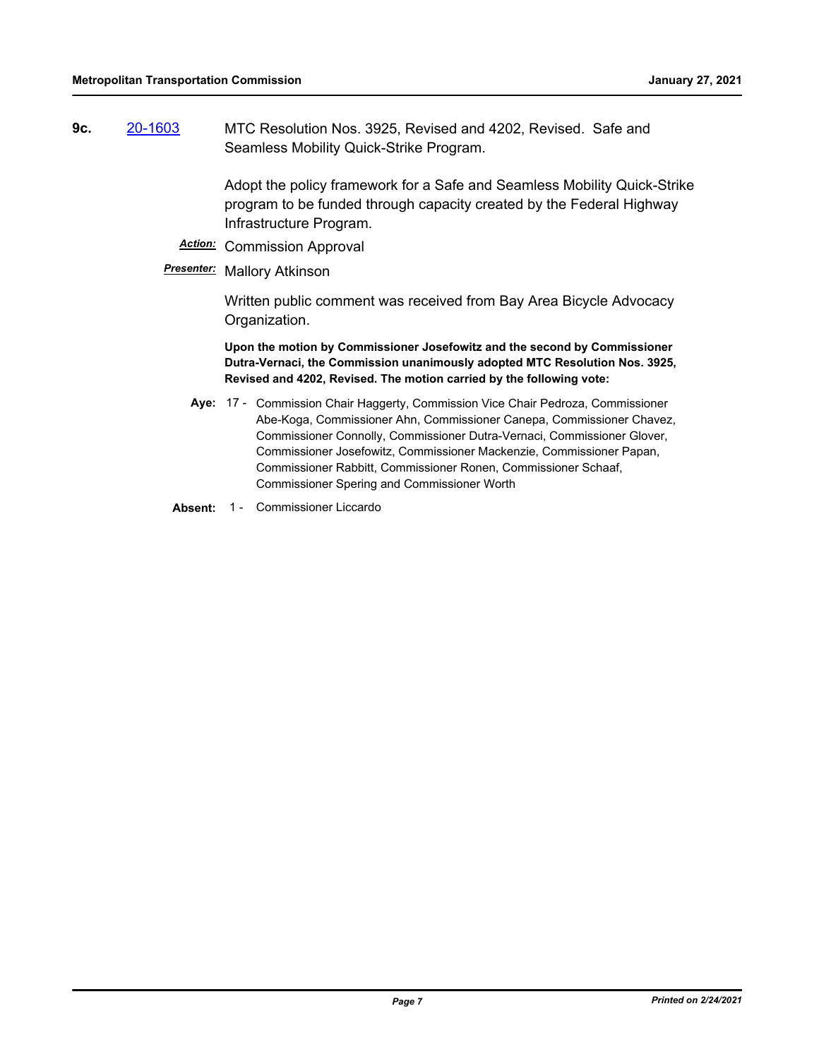**9c.** 20-1603 MTC Resolution Nos. 3925, Revised and 4202, Revised. Safe and Seamless Mobility Quick-Strike Program.

Adopt the policy framework for a Safe and Seamless Mobility Quick-Strike program to be funded through capacity created by the Federal Highway Infrastructure Program.

***Action:*** Commission Approval

***Presenter:*** Mallory Atkinson

Written public comment was received from Bay Area Bicycle Advocacy Organization.

**Upon the motion by Commissioner Josefowitz and the second by Commissioner Dutra-Vernaci, the Commission unanimously adopted MTC Resolution Nos. 3925, Revised and 4202, Revised. The motion carried by the following vote:**

**Aye:** 17 - Commission Chair Haggerty, Commission Vice Chair Pedroza, Commissioner Abe-Koga, Commissioner Ahn, Commissioner Canepa, Commissioner Chavez, Commissioner Connolly, Commissioner Dutra-Vernaci, Commissioner Glover, Commissioner Josefowitz, Commissioner Mackenzie, Commissioner Papan, Commissioner Rabbitt, Commissioner Ronen, Commissioner Schaaf, Commissioner Spering and Commissioner Worth

**Absent:** 1 - Commissioner Liccardo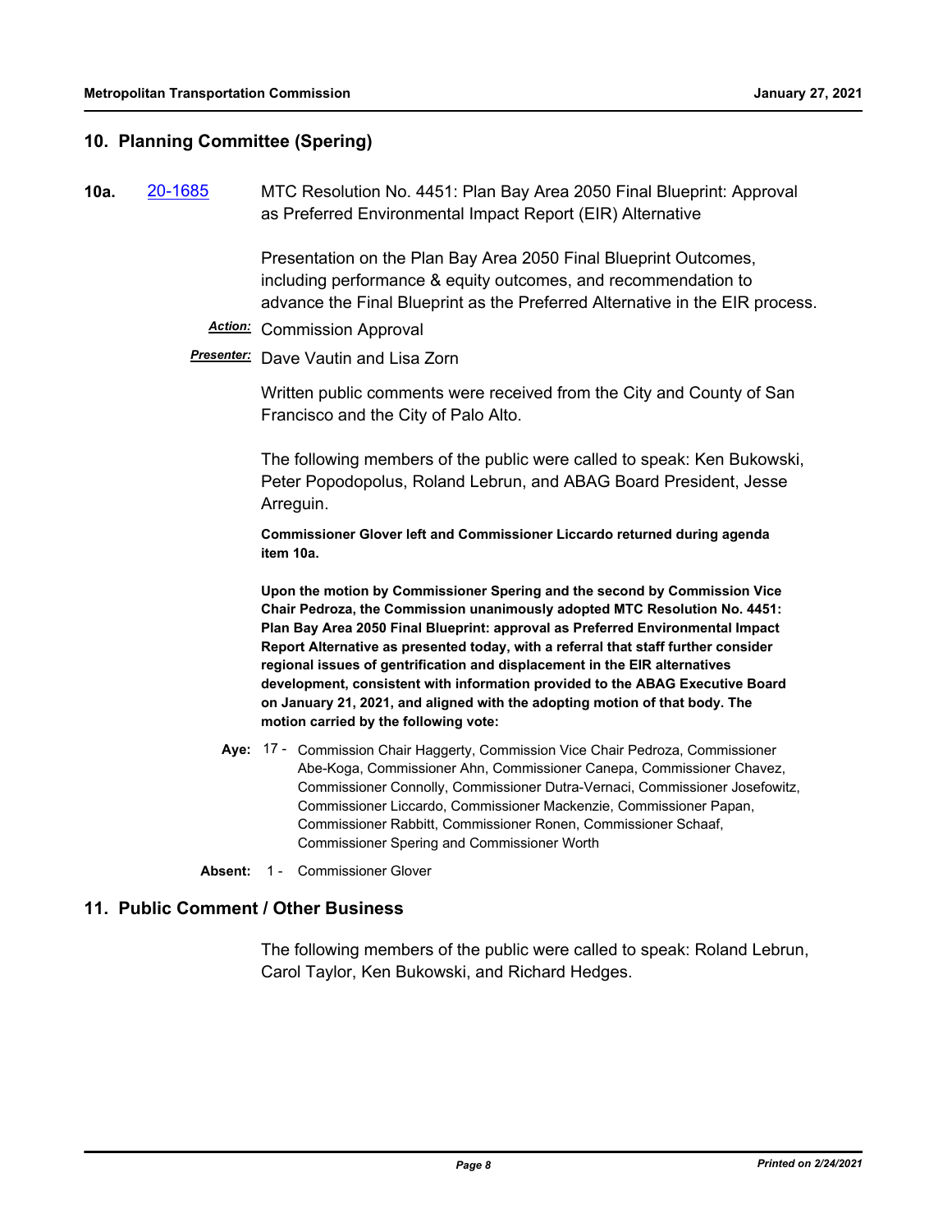## 10. Planning Committee (Spering)

**10a.** 20-1685 MTC Resolution No. 4451: Plan Bay Area 2050 Final Blueprint: Approval as Preferred Environmental Impact Report (EIR) Alternative

Presentation on the Plan Bay Area 2050 Final Blueprint Outcomes, including performance & equity outcomes, and recommendation to advance the Final Blueprint as the Preferred Alternative in the EIR process.

***Action:*** Commission Approval

***Presenter:*** Dave Vautin and Lisa Zorn

Written public comments were received from the City and County of San Francisco and the City of Palo Alto.

The following members of the public were called to speak: Ken Bukowski, Peter Popodopolus, Roland Lebrun, and ABAG Board President, Jesse Arreguin.

**Commissioner Glover left and Commissioner Liccardo returned during agenda item 10a.**

**Upon the motion by Commissioner Spering and the second by Commission Vice Chair Pedroza, the Commission unanimously adopted MTC Resolution No. 4451: Plan Bay Area 2050 Final Blueprint: approval as Preferred Environmental Impact Report Alternative as presented today, with a referral that staff further consider regional issues of gentrification and displacement in the EIR alternatives development, consistent with information provided to the ABAG Executive Board on January 21, 2021, and aligned with the adopting motion of that body. The motion carried by the following vote:**

**Aye:** 17 - Commission Chair Haggerty, Commission Vice Chair Pedroza, Commissioner Abe-Koga, Commissioner Ahn, Commissioner Canepa, Commissioner Chavez, Commissioner Connolly, Commissioner Dutra-Vernaci, Commissioner Josefowitz, Commissioner Liccardo, Commissioner Mackenzie, Commissioner Papan, Commissioner Rabbitt, Commissioner Ronen, Commissioner Schaaf, Commissioner Spering and Commissioner Worth

**Absent:** 1 - Commissioner Glover

## 11. Public Comment / Other Business

The following members of the public were called to speak: Roland Lebrun, Carol Taylor, Ken Bukowski, and Richard Hedges.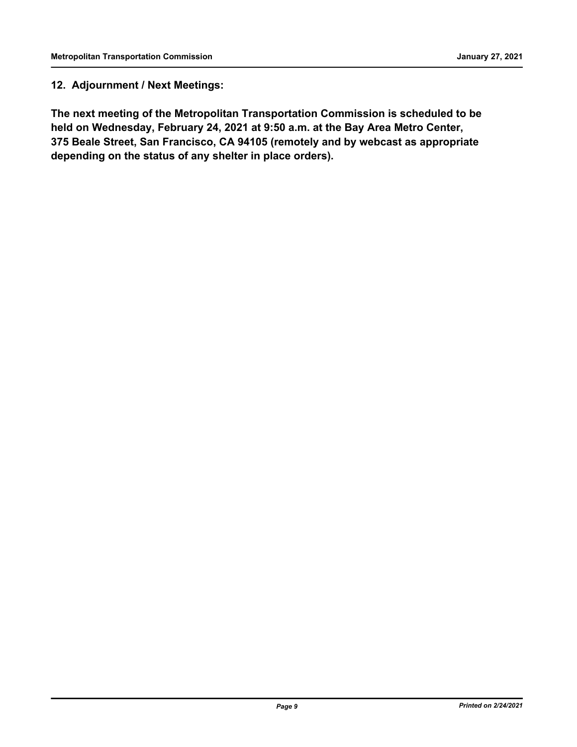## 12. Adjournment / Next Meetings:

**The next meeting of the Metropolitan Transportation Commission is scheduled to be held on Wednesday, February 24, 2021 at 9:50 a.m. at the Bay Area Metro Center, 375 Beale Street, San Francisco, CA 94105 (remotely and by webcast as appropriate depending on the status of any shelter in place orders).**